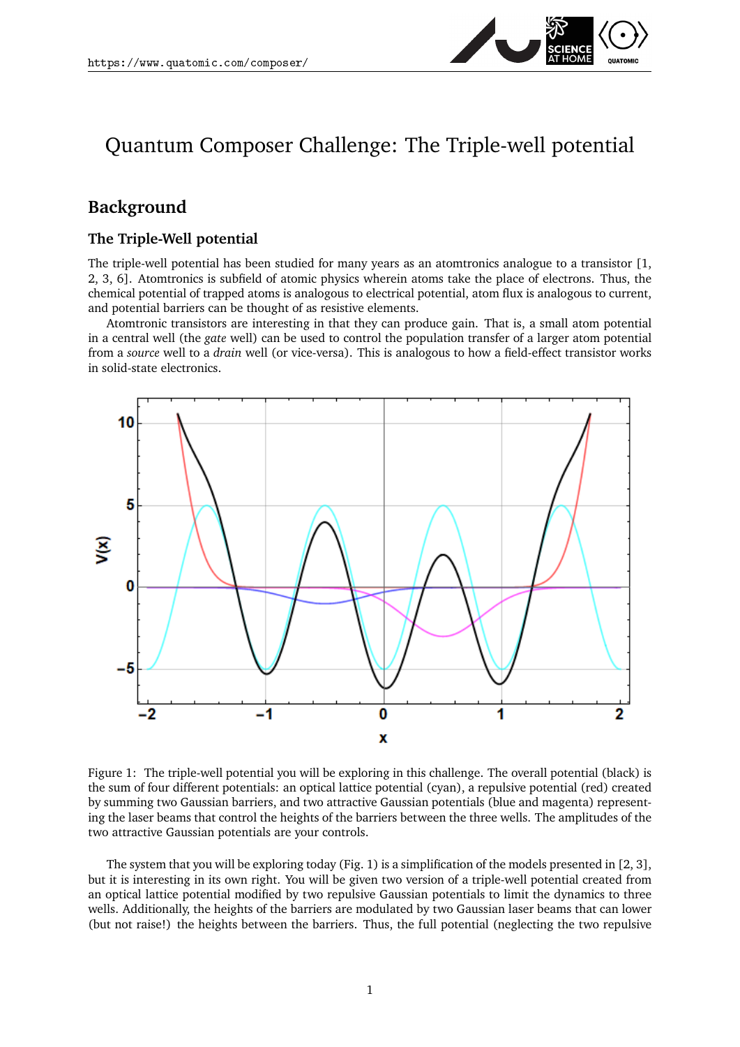# Quantum Composer Challenge: The Triple-well potential

## Background

### The Triple-Well potential

The triple-well potential has been studied for many years as an atomtronics analogue to a transistor [1, 2, 3, 6]. Atomtronics is subfield of atomic physics wherein atoms take the place of electrons. Thus, the chemical potential of trapped atoms is analogous to electrical potential, atom flux is analogous to current, and potential barriers can be thought of as resistive elements.

Atomtronic transistors are interesting in that they can produce gain. That is, a small atom potential in a central well (the *gate* well) can be used to control the population transfer of a larger atom potential from a *source* well to a *drain* well (or vice-versa). This is analogous to how a field-effect transistor works in solid-state electronics.

Figure 1: The triple-well potential you will be exploring in this challenge. The overall potential (black) is the sum of four different potentials: an optical lattice potential (cyan), a repulsive potential (red) created by summing two Gaussian barriers, and two attractive Gaussian potentials (blue and magenta) representing the laser beams that control the heights of the barriers between the three wells. The amplitudes of the two attractive Gaussian potentials are your controls.

The system that you will be exploring today (Fig. 1) is a simplification of the models presented in [2, 3], but it is interesting in its own right. You will be given two version of a triple-well potential created from an optical lattice potential modified by two repulsive Gaussian potentials to limit the dynamics to three wells. Additionally, the heights of the barriers are modulated by two Gaussian laser beams that can lower (but not raise!) the heights between the barriers. Thus, the full potential (neglecting the two repulsive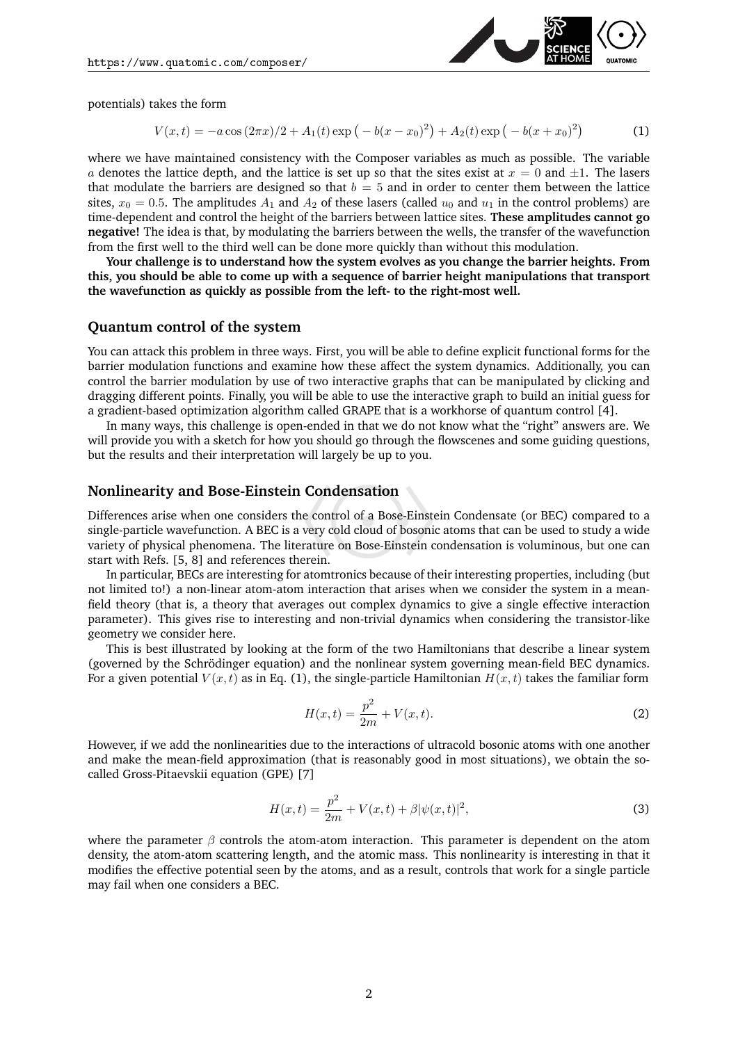potentials) takes the form

$$V(x,t) = -a\cos(2\pi x)/2 + A_1(t)\exp\big(-b(x-x_0)^2\big) + A_2(t)\exp\big(-b(x+x_0)^2\big) \tag{1}$$

where we have maintained consistency with the Composer variables as much as possible. The variable $a$ denotes the lattice depth, and the lattice is set up so that the sites exist at $x = 0$ and $\pm 1$. The lasers that modulate the barriers are designed so that $b = 5$ and in order to center them between the lattice sites, $x_0 = 0.5$. The amplitudes $A_1$ and $A_2$ of these lasers (called $u_0$ and $u_1$ in the control problems) are time-dependent and control the height of the barriers between lattice sites. **These amplitudes cannot go negative!** The idea is that, by modulating the barriers between the wells, the transfer of the wavefunction from the first well to the third well can be done more quickly than without this modulation.

**Your challenge is to understand how the system evolves as you change the barrier heights. From this, you should be able to come up with a sequence of barrier height manipulations that transport the wavefunction as quickly as possible from the left- to the right-most well.**

## Quantum control of the system

You can attack this problem in three ways. First, you will be able to define explicit functional forms for the barrier modulation functions and examine how these affect the system dynamics. Additionally, you can control the barrier modulation by use of two interactive graphs that can be manipulated by clicking and dragging different points. Finally, you will be able to use the interactive graph to build an initial guess for a gradient-based optimization algorithm called GRAPE that is a workhorse of quantum control [4].

In many ways, this challenge is open-ended in that we do not know what the "right" answers are. We will provide you with a sketch for how you should go through the flowscenes and some guiding questions, but the results and their interpretation will largely be up to you.

## Nonlinearity and Bose-Einstein Condensation

Differences arise when one considers the control of a Bose-Einstein Condensate (or BEC) compared to a single-particle wavefunction. A BEC is a very cold cloud of bosonic atoms that can be used to study a wide variety of physical phenomena. The literature on Bose-Einstein condensation is voluminous, but one can start with Refs. [5, 8] and references therein.

In particular, BECs are interesting for atomtronics because of their interesting properties, including (but not limited to!) a non-linear atom-atom interaction that arises when we consider the system in a mean-field theory (that is, a theory that averages out complex dynamics to give a single effective interaction parameter). This gives rise to interesting and non-trivial dynamics when considering the transistor-like geometry we consider here.

This is best illustrated by looking at the form of the two Hamiltonians that describe a linear system (governed by the Schrödinger equation) and the nonlinear system governing mean-field BEC dynamics. For a given potential $V(x,t)$ as in Eq. (1), the single-particle Hamiltonian $H(x,t)$ takes the familiar form

$$H(x,t) = \frac{p^2}{2m} + V(x,t). \tag{2}$$

However, if we add the nonlinearities due to the interactions of ultracold bosonic atoms with one another and make the mean-field approximation (that is reasonably good in most situations), we obtain the so-called Gross-Pitaevskii equation (GPE) [7]

$$H(x,t) = \frac{p^2}{2m} + V(x,t) + \beta|\psi(x,t)|^2, \tag{3}$$

where the parameter $\beta$ controls the atom-atom interaction. This parameter is dependent on the atom density, the atom-atom scattering length, and the atomic mass. This nonlinearity is interesting in that it modifies the effective potential seen by the atoms, and as a result, controls that work for a single particle may fail when one considers a BEC.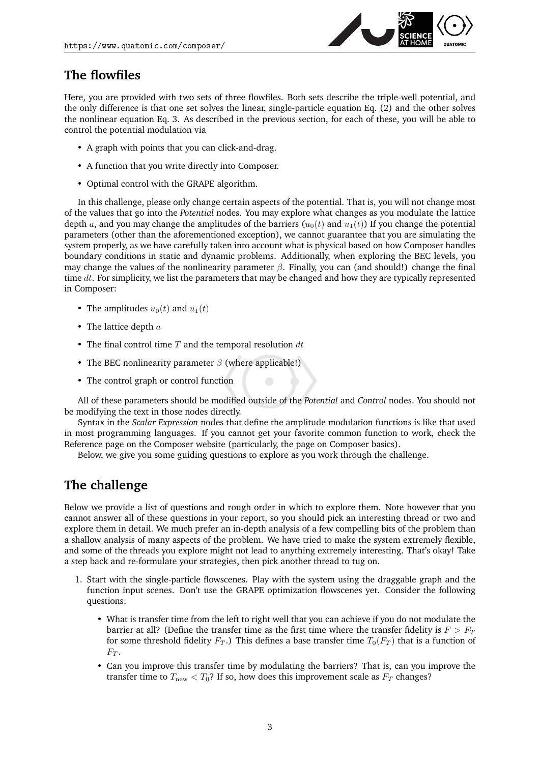## The flowfiles

Here, you are provided with two sets of three flowfiles. Both sets describe the triple-well potential, and the only difference is that one set solves the linear, single-particle equation Eq. (2) and the other solves the nonlinear equation Eq. 3. As described in the previous section, for each of these, you will be able to control the potential modulation via

- A graph with points that you can click-and-drag.
- A function that you write directly into Composer.
- Optimal control with the GRAPE algorithm.

In this challenge, please only change certain aspects of the potential. That is, you will not change most of the values that go into the *Potential* nodes. You may explore what changes as you modulate the lattice depth $a$, and you may change the amplitudes of the barriers ($u_0(t)$ and $u_1(t)$) If you change the potential parameters (other than the aforementioned exception), we cannot guarantee that you are simulating the system properly, as we have carefully taken into account what is physical based on how Composer handles boundary conditions in static and dynamic problems. Additionally, when exploring the BEC levels, you may change the values of the nonlinearity parameter $\beta$. Finally, you can (and should!) change the final time $dt$. For simplicity, we list the parameters that may be changed and how they are typically represented in Composer:

- The amplitudes $u_0(t)$ and $u_1(t)$
- The lattice depth $a$
- The final control time $T$ and the temporal resolution $dt$
- The BEC nonlinearity parameter $\beta$ (where applicable!)
- The control graph or control function

All of these parameters should be modified outside of the *Potential* and *Control* nodes. You should not be modifying the text in those nodes directly.

Syntax in the *Scalar Expression* nodes that define the amplitude modulation functions is like that used in most programming languages. If you cannot get your favorite common function to work, check the Reference page on the Composer website (particularly, the page on Composer basics).

Below, we give you some guiding questions to explore as you work through the challenge.

## The challenge

Below we provide a list of questions and rough order in which to explore them. Note however that you cannot answer all of these questions in your report, so you should pick an interesting thread or two and explore them in detail. We much prefer an in-depth analysis of a few compelling bits of the problem than a shallow analysis of many aspects of the problem. We have tried to make the system extremely flexible, and some of the threads you explore might not lead to anything extremely interesting. That's okay! Take a step back and re-formulate your strategies, then pick another thread to tug on.

1. Start with the single-particle flowscenes. Play with the system using the draggable graph and the function input scenes. Don't use the GRAPE optimization flowscenes yet. Consider the following questions:
   - What is transfer time from the left to right well that you can achieve if you do not modulate the barrier at all? (Define the transfer time as the first time where the transfer fidelity is $F > F_T$ for some threshold fidelity $F_T$.) This defines a base transfer time $T_0(F_T)$ that is a function of $F_T$.
   - Can you improve this transfer time by modulating the barriers? That is, can you improve the transfer time to $T_{\text{new}} < T_0$? If so, how does this improvement scale as $F_T$ changes?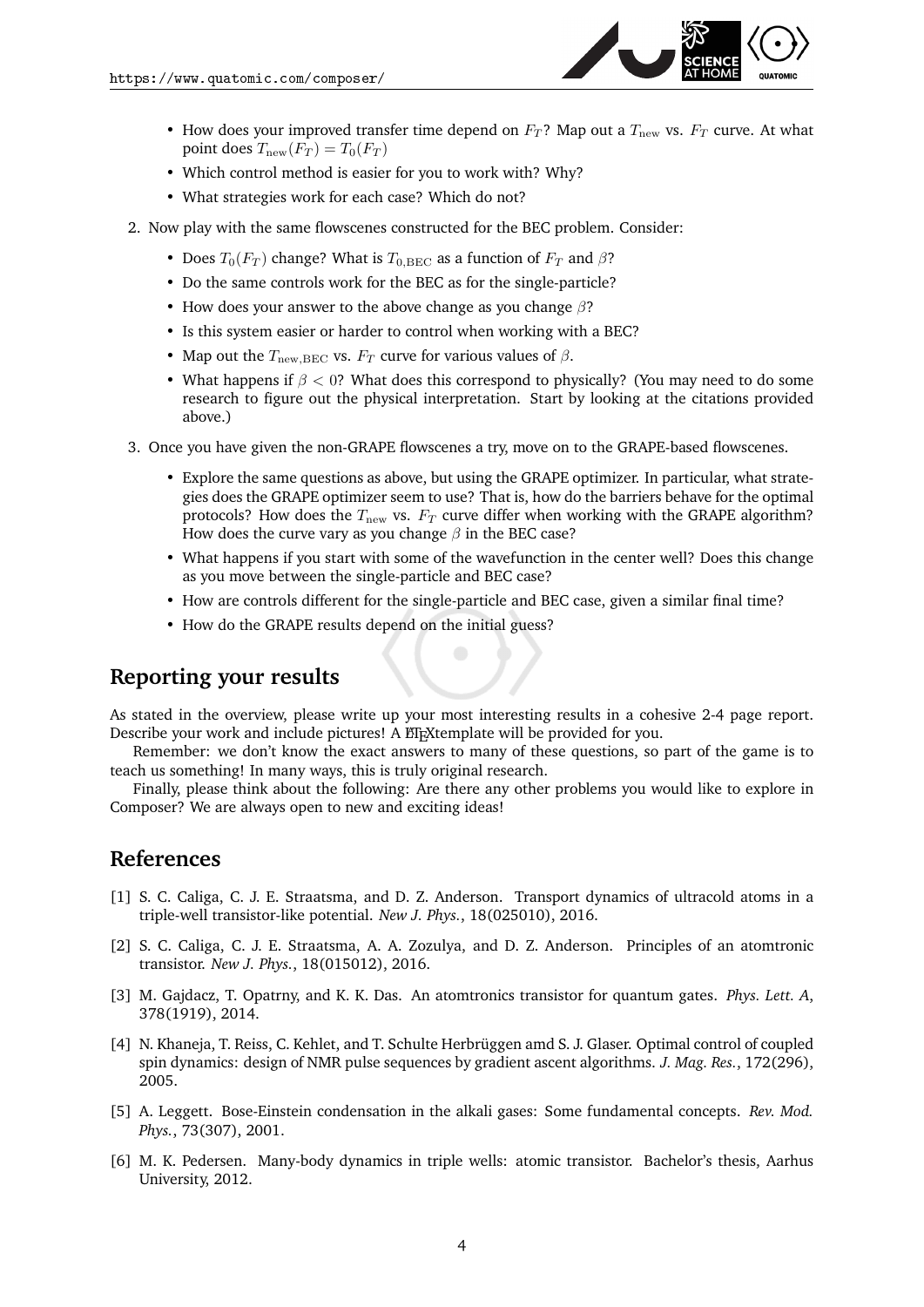- How does your improved transfer time depend on $F_T$? Map out a $T_{\text{new}}$ vs. $F_T$ curve. At what point does $T_{\text{new}}(F_T) = T_0(F_T)$
- Which control method is easier for you to work with? Why?
- What strategies work for each case? Which do not?

2. Now play with the same flowscenes constructed for the BEC problem. Consider:

   - Does $T_0(F_T)$ change? What is $T_{0,\text{BEC}}$ as a function of $F_T$ and $\beta$?
   - Do the same controls work for the BEC as for the single-particle?
   - How does your answer to the above change as you change $\beta$?
   - Is this system easier or harder to control when working with a BEC?
   - Map out the $T_{\text{new,BEC}}$ vs. $F_T$ curve for various values of $\beta$.
   - What happens if $\beta < 0$? What does this correspond to physically? (You may need to do some research to figure out the physical interpretation. Start by looking at the citations provided above.)

3. Once you have given the non-GRAPE flowscenes a try, move on to the GRAPE-based flowscenes.

   - Explore the same questions as above, but using the GRAPE optimizer. In particular, what strategies does the GRAPE optimizer seem to use? That is, how do the barriers behave for the optimal protocols? How does the $T_{\text{new}}$ vs. $F_T$ curve differ when working with the GRAPE algorithm? How does the curve vary as you change $\beta$ in the BEC case?
   - What happens if you start with some of the wavefunction in the center well? Does this change as you move between the single-particle and BEC case?
   - How are controls different for the single-particle and BEC case, given a similar final time?
   - How do the GRAPE results depend on the initial guess?

## Reporting your results

As stated in the overview, please write up your most interesting results in a cohesive 2-4 page report. Describe your work and include pictures! A LaTeXtemplate will be provided for you.

Remember: we don't know the exact answers to many of these questions, so part of the game is to teach us something! In many ways, this is truly original research.

Finally, please think about the following: Are there any other problems you would like to explore in Composer? We are always open to new and exciting ideas!

## References

[1] S. C. Caliga, C. J. E. Straatsma, and D. Z. Anderson. Transport dynamics of ultracold atoms in a triple-well transistor-like potential. *New J. Phys.*, 18(025010), 2016.

[2] S. C. Caliga, C. J. E. Straatsma, A. A. Zozulya, and D. Z. Anderson. Principles of an atomtronic transistor. *New J. Phys.*, 18(015012), 2016.

[3] M. Gajdacz, T. Opatrny, and K. K. Das. An atomtronics transistor for quantum gates. *Phys. Lett. A*, 378(1919), 2014.

[4] N. Khaneja, T. Reiss, C. Kehlet, and T. Schulte Herbrüggen amd S. J. Glaser. Optimal control of coupled spin dynamics: design of NMR pulse sequences by gradient ascent algorithms. *J. Mag. Res.*, 172(296), 2005.

[5] A. Leggett. Bose-Einstein condensation in the alkali gases: Some fundamental concepts. *Rev. Mod. Phys.*, 73(307), 2001.

[6] M. K. Pedersen. Many-body dynamics in triple wells: atomic transistor. Bachelor's thesis, Aarhus University, 2012.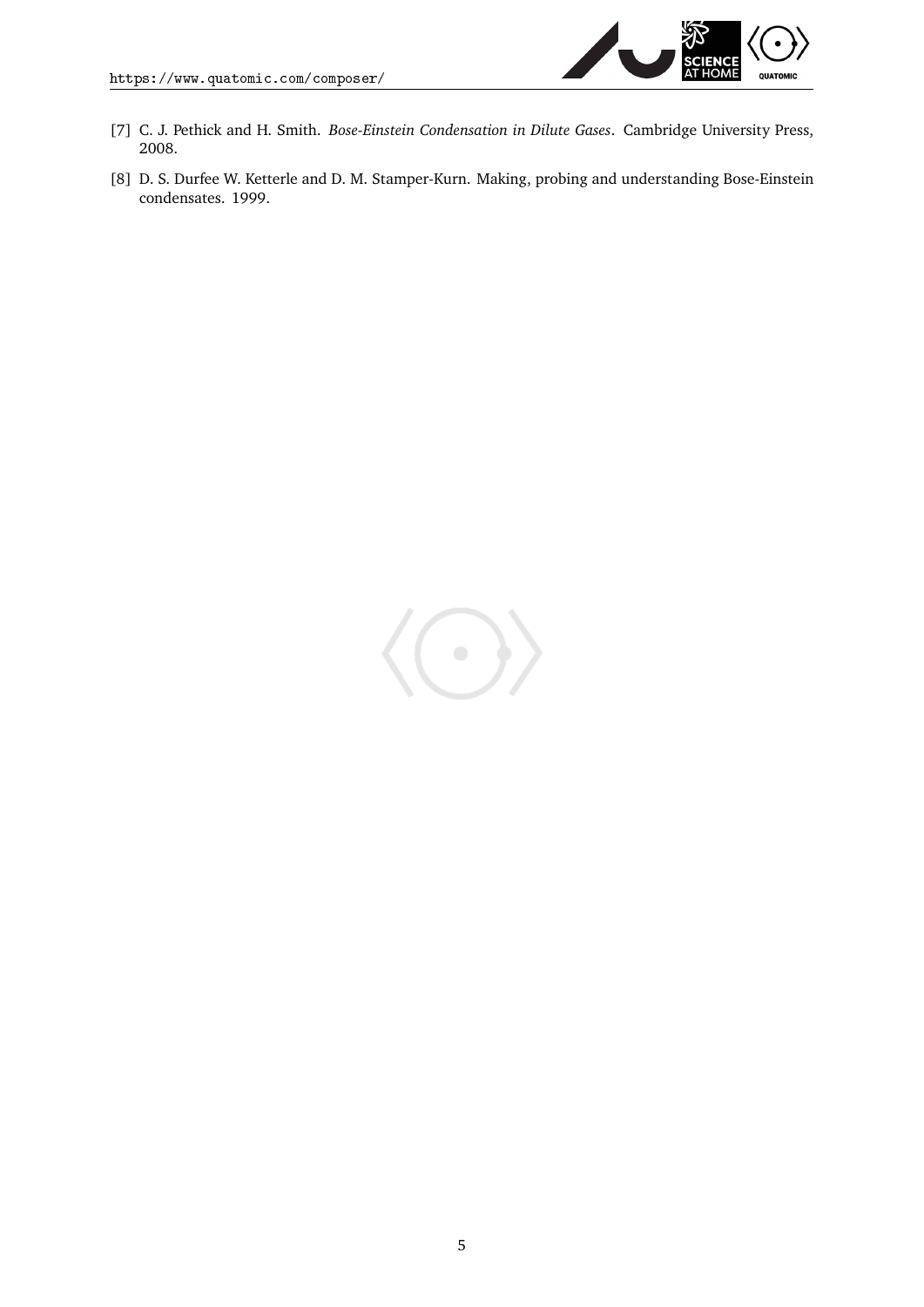[7] C. J. Pethick and H. Smith. *Bose-Einstein Condensation in Dilute Gases*. Cambridge University Press, 2008.

[8] D. S. Durfee W. Ketterle and D. M. Stamper-Kurn. Making, probing and understanding Bose-Einstein condensates. 1999.